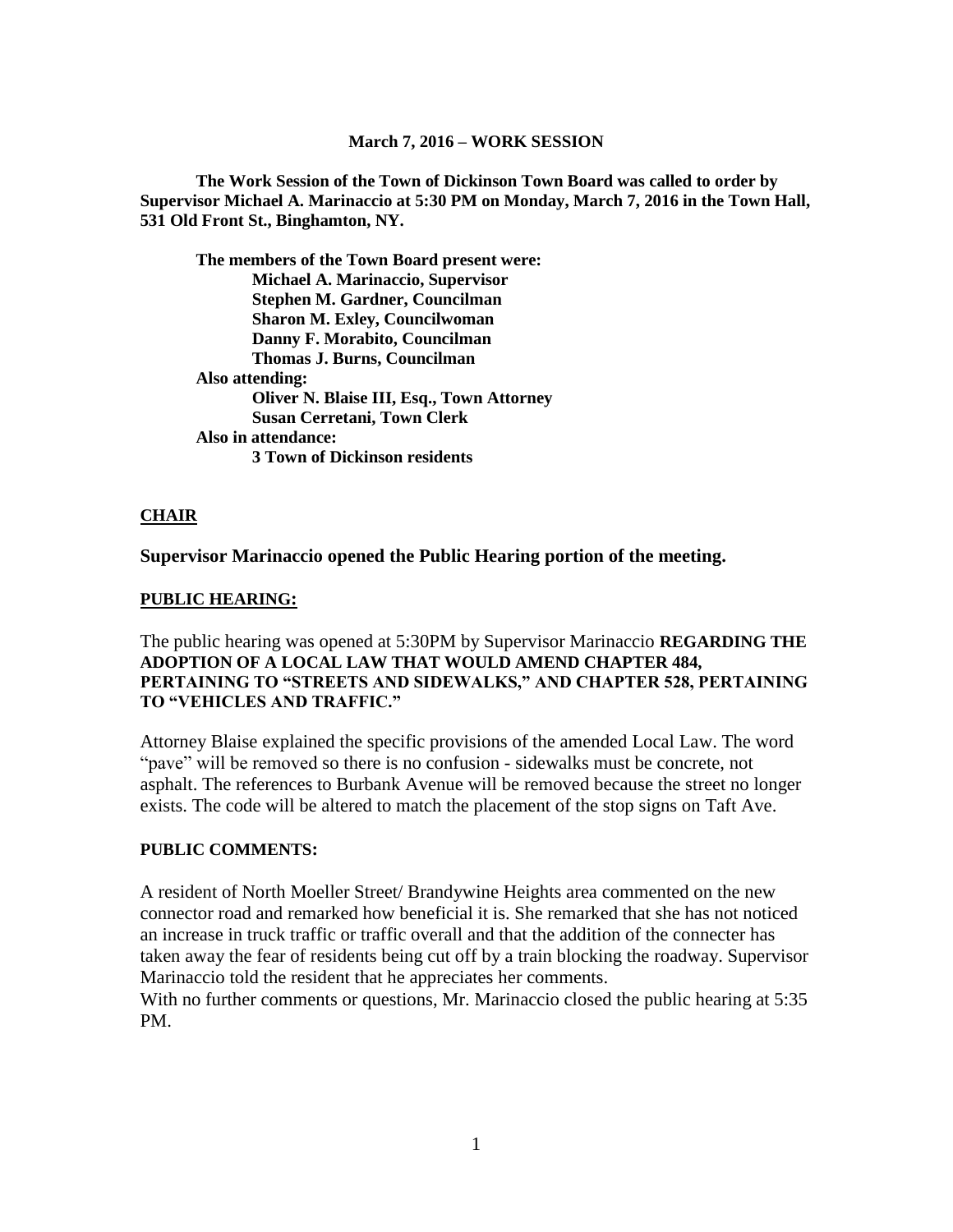**March 7, 2016 – WORK SESSION**

**The Work Session of the Town of Dickinson Town Board was called to order by Supervisor Michael A. Marinaccio at 5:30 PM on Monday, March 7, 2016 in the Town Hall, 531 Old Front St., Binghamton, NY.**

**The members of the Town Board present were:**
**Michael A. Marinaccio, Supervisor**
**Stephen M. Gardner, Councilman**
**Sharon M. Exley, Councilwoman**
**Danny F. Morabito, Councilman**
**Thomas J. Burns, Councilman**
**Also attending:**
**Oliver N. Blaise III, Esq., Town Attorney**
**Susan Cerretani, Town Clerk**
**Also in attendance:**
**3 Town of Dickinson residents**

**CHAIR**

**Supervisor Marinaccio opened the Public Hearing portion of the meeting.**

**PUBLIC HEARING:**

The public hearing was opened at 5:30PM by Supervisor Marinaccio **REGARDING THE ADOPTION OF A LOCAL LAW THAT WOULD AMEND CHAPTER 484, PERTAINING TO "STREETS AND SIDEWALKS," AND CHAPTER 528, PERTAINING TO "VEHICLES AND TRAFFIC."**

Attorney Blaise explained the specific provisions of the amended Local Law. The word "pave" will be removed so there is no confusion - sidewalks must be concrete, not asphalt. The references to Burbank Avenue will be removed because the street no longer exists. The code will be altered to match the placement of the stop signs on Taft Ave.

**PUBLIC COMMENTS:**

A resident of North Moeller Street/ Brandywine Heights area commented on the new connector road and remarked how beneficial it is. She remarked that she has not noticed an increase in truck traffic or traffic overall and that the addition of the connecter has taken away the fear of residents being cut off by a train blocking the roadway. Supervisor Marinaccio told the resident that he appreciates her comments.
With no further comments or questions, Mr. Marinaccio closed the public hearing at 5:35 PM.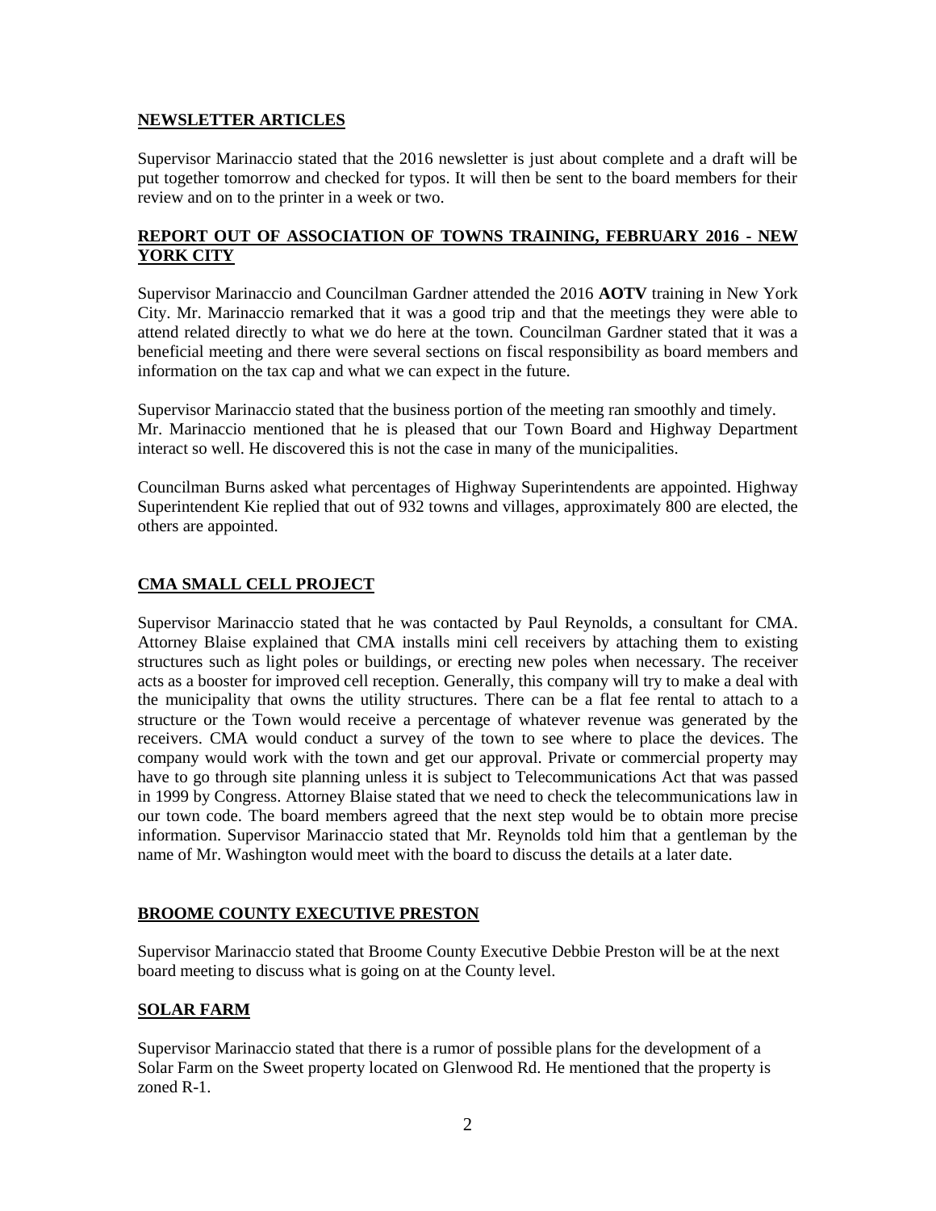**NEWSLETTER ARTICLES**

Supervisor Marinaccio stated that the 2016 newsletter is just about complete and a draft will be put together tomorrow and checked for typos. It will then be sent to the board members for their review and on to the printer in a week or two.

**REPORT OUT OF ASSOCIATION OF TOWNS TRAINING, FEBRUARY 2016 - NEW YORK CITY**

Supervisor Marinaccio and Councilman Gardner attended the 2016 **AOTV** training in New York City. Mr. Marinaccio remarked that it was a good trip and that the meetings they were able to attend related directly to what we do here at the town. Councilman Gardner stated that it was a beneficial meeting and there were several sections on fiscal responsibility as board members and information on the tax cap and what we can expect in the future.

Supervisor Marinaccio stated that the business portion of the meeting ran smoothly and timely. Mr. Marinaccio mentioned that he is pleased that our Town Board and Highway Department interact so well. He discovered this is not the case in many of the municipalities.

Councilman Burns asked what percentages of Highway Superintendents are appointed. Highway Superintendent Kie replied that out of 932 towns and villages, approximately 800 are elected, the others are appointed.

**CMA SMALL CELL PROJECT**

Supervisor Marinaccio stated that he was contacted by Paul Reynolds, a consultant for CMA. Attorney Blaise explained that CMA installs mini cell receivers by attaching them to existing structures such as light poles or buildings, or erecting new poles when necessary. The receiver acts as a booster for improved cell reception. Generally, this company will try to make a deal with the municipality that owns the utility structures. There can be a flat fee rental to attach to a structure or the Town would receive a percentage of whatever revenue was generated by the receivers. CMA would conduct a survey of the town to see where to place the devices. The company would work with the town and get our approval. Private or commercial property may have to go through site planning unless it is subject to Telecommunications Act that was passed in 1999 by Congress. Attorney Blaise stated that we need to check the telecommunications law in our town code. The board members agreed that the next step would be to obtain more precise information. Supervisor Marinaccio stated that Mr. Reynolds told him that a gentleman by the name of Mr. Washington would meet with the board to discuss the details at a later date.

**BROOME COUNTY EXECUTIVE PRESTON**

Supervisor Marinaccio stated that Broome County Executive Debbie Preston will be at the next board meeting to discuss what is going on at the County level.

**SOLAR FARM**

Supervisor Marinaccio stated that there is a rumor of possible plans for the development of a Solar Farm on the Sweet property located on Glenwood Rd. He mentioned that the property is zoned R-1.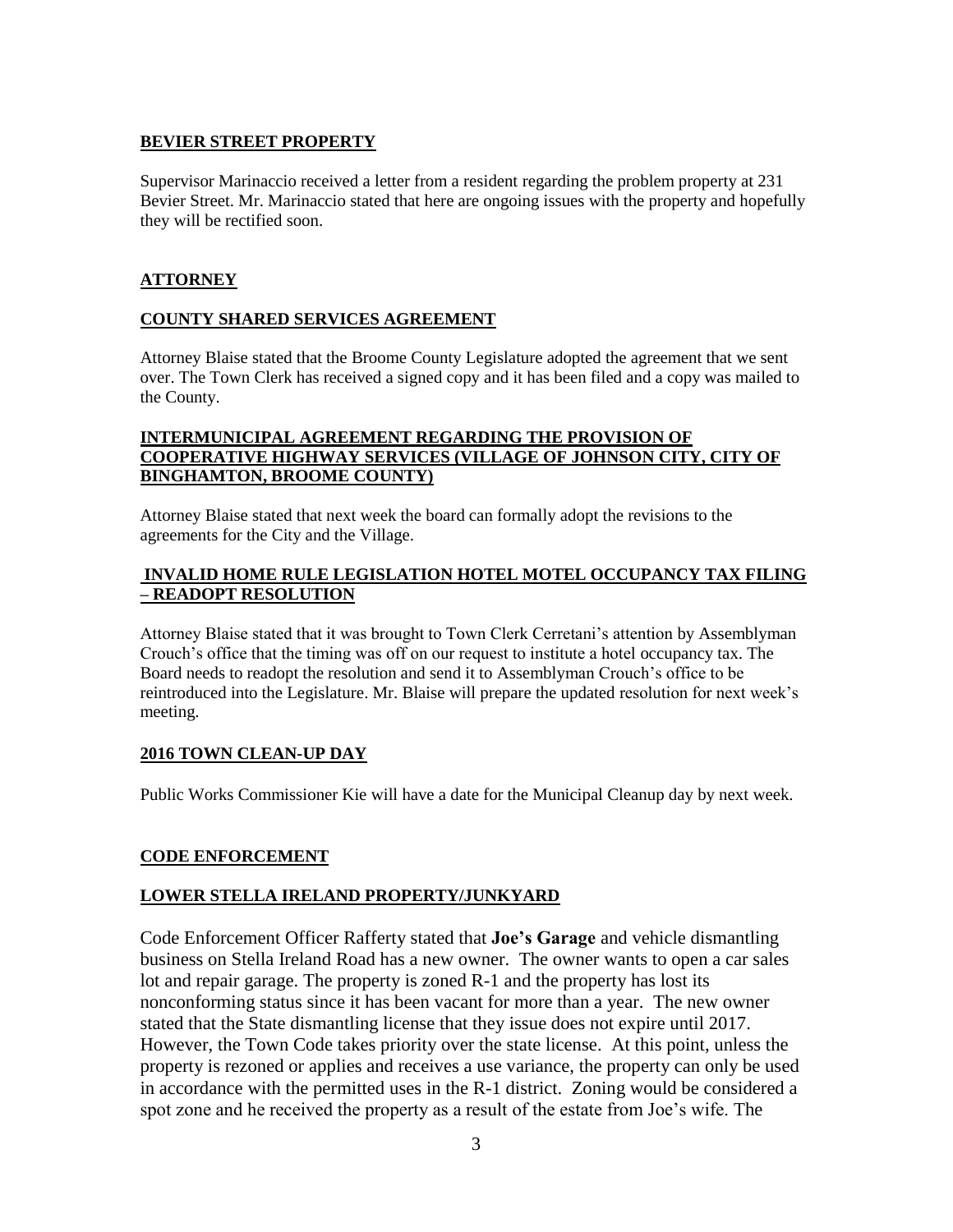## BEVIER STREET PROPERTY

Supervisor Marinaccio received a letter from a resident regarding the problem property at 231 Bevier Street. Mr. Marinaccio stated that here are ongoing issues with the property and hopefully they will be rectified soon.

## ATTORNEY

### COUNTY SHARED SERVICES AGREEMENT

Attorney Blaise stated that the Broome County Legislature adopted the agreement that we sent over. The Town Clerk has received a signed copy and it has been filed and a copy was mailed to the County.

### INTERMUNICIPAL AGREEMENT REGARDING THE PROVISION OF COOPERATIVE HIGHWAY SERVICES (VILLAGE OF JOHNSON CITY, CITY OF BINGHAMTON, BROOME COUNTY)

Attorney Blaise stated that next week the board can formally adopt the revisions to the agreements for the City and the Village.

### INVALID HOME RULE LEGISLATION HOTEL MOTEL OCCUPANCY TAX FILING – READOPT RESOLUTION

Attorney Blaise stated that it was brought to Town Clerk Cerretani's attention by Assemblyman Crouch's office that the timing was off on our request to institute a hotel occupancy tax. The Board needs to readopt the resolution and send it to Assemblyman Crouch's office to be reintroduced into the Legislature. Mr. Blaise will prepare the updated resolution for next week's meeting.

### 2016 TOWN CLEAN-UP DAY

Public Works Commissioner Kie will have a date for the Municipal Cleanup day by next week.

## CODE ENFORCEMENT

### LOWER STELLA IRELAND PROPERTY/JUNKYARD

Code Enforcement Officer Rafferty stated that **Joe's Garage** and vehicle dismantling business on Stella Ireland Road has a new owner. The owner wants to open a car sales lot and repair garage. The property is zoned R-1 and the property has lost its nonconforming status since it has been vacant for more than a year. The new owner stated that the State dismantling license that they issue does not expire until 2017. However, the Town Code takes priority over the state license. At this point, unless the property is rezoned or applies and receives a use variance, the property can only be used in accordance with the permitted uses in the R-1 district. Zoning would be considered a spot zone and he received the property as a result of the estate from Joe's wife. The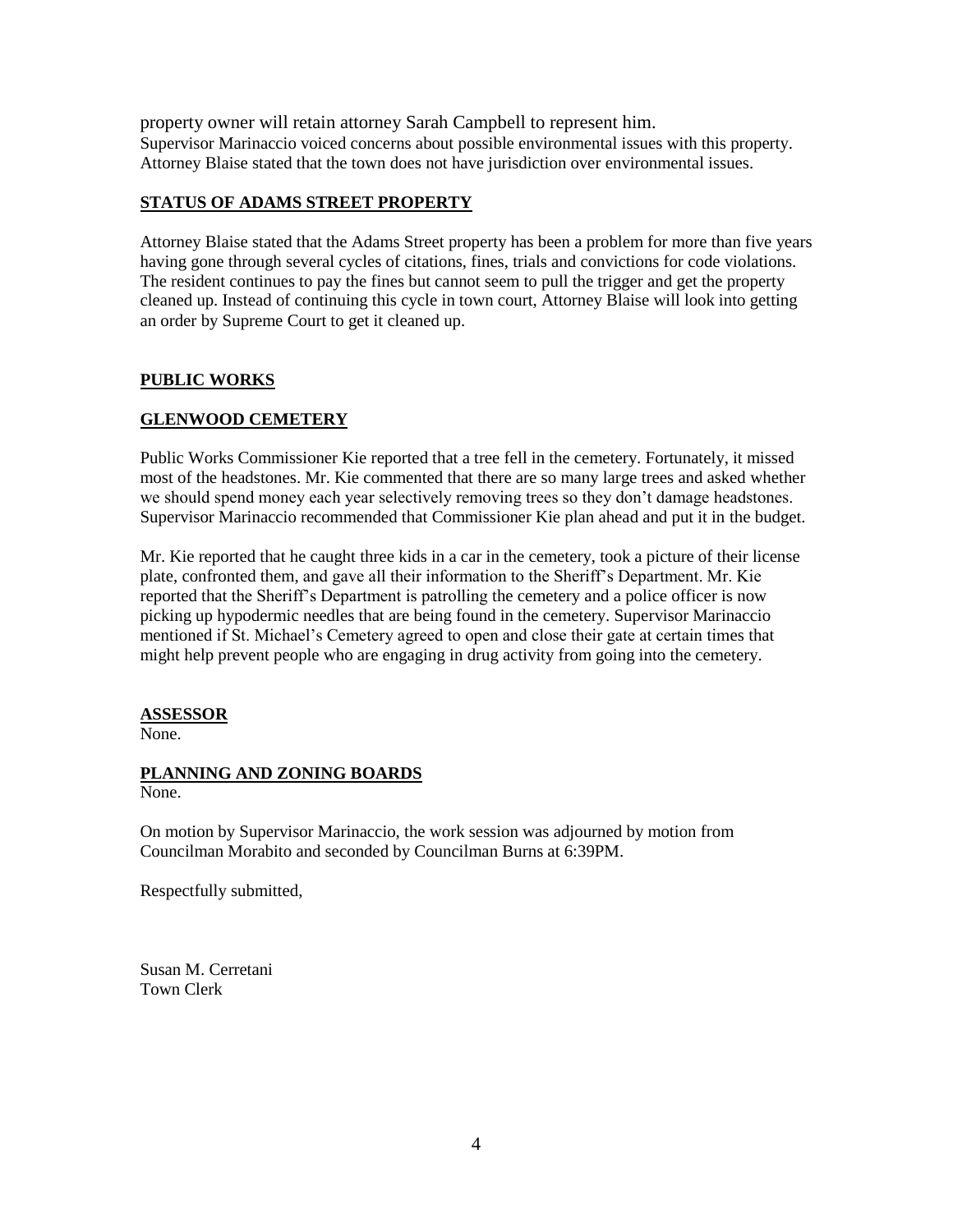property owner will retain attorney Sarah Campbell to represent him.
Supervisor Marinaccio voiced concerns about possible environmental issues with this property. Attorney Blaise stated that the town does not have jurisdiction over environmental issues.

## STATUS OF ADAMS STREET PROPERTY

Attorney Blaise stated that the Adams Street property has been a problem for more than five years having gone through several cycles of citations, fines, trials and convictions for code violations. The resident continues to pay the fines but cannot seem to pull the trigger and get the property cleaned up. Instead of continuing this cycle in town court, Attorney Blaise will look into getting an order by Supreme Court to get it cleaned up.

## PUBLIC WORKS

## GLENWOOD CEMETERY

Public Works Commissioner Kie reported that a tree fell in the cemetery. Fortunately, it missed most of the headstones. Mr. Kie commented that there are so many large trees and asked whether we should spend money each year selectively removing trees so they don't damage headstones. Supervisor Marinaccio recommended that Commissioner Kie plan ahead and put it in the budget.

Mr. Kie reported that he caught three kids in a car in the cemetery, took a picture of their license plate, confronted them, and gave all their information to the Sheriff's Department. Mr. Kie reported that the Sheriff's Department is patrolling the cemetery and a police officer is now picking up hypodermic needles that are being found in the cemetery. Supervisor Marinaccio mentioned if St. Michael's Cemetery agreed to open and close their gate at certain times that might help prevent people who are engaging in drug activity from going into the cemetery.

## ASSESSOR

None.

## PLANNING AND ZONING BOARDS

None.

On motion by Supervisor Marinaccio, the work session was adjourned by motion from Councilman Morabito and seconded by Councilman Burns at 6:39PM.

Respectfully submitted,

Susan M. Cerretani
Town Clerk